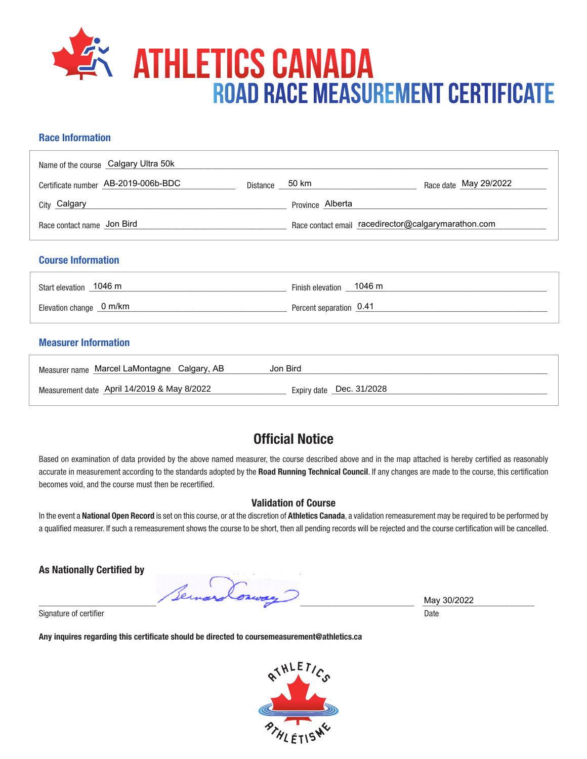# ATHLETICS CANADA

## ROAD RACE MEASUREMENT CERTIFICATE

### Race Information

Name of the course: Calgary Ultra 50k

Certificate number: AB-2019-006b-BDC    Distance: 50 km    Race date: May 29/2022

City: Calgary    Province: Alberta

Race contact name: Jon Bird    Race contact email: racedirector@calgarymarathon.com

### Course Information

Start elevation: 1046 m    Finish elevation: 1046 m

Elevation change: 0 m/km    Percent separation: 0.41

### Measurer Information

Measurer name: Marcel LaMontagne Calgary, AB    Jon Bird

Measurement date: April 14/2019 & May 8/2022    Expiry date: Dec. 31/2028

## Official Notice

Based on examination of data provided by the above named measurer, the course described above and in the map attached is hereby certified as reasonably accurate in measurement according to the standards adopted by the **Road Running Technical Council**. If any changes are made to the course, this certification becomes void, and the course must then be recertified.

### Validation of Course

In the event a **National Open Record** is set on this course, or at the discretion of **Athletics Canada**, a validation remeasurement may be required to be performed by a qualified measurer. If such a remeasurement shows the course to be short, then all pending records will be rejected and the course certification will be cancelled.

**As Nationally Certified by**

Bernard Conway

Signature of certifier

May 30/2022

Date

**Any inquires regarding this certificate should be directed to coursemeasurement@athletics.ca**

ATHLETICS ATHLÉTISME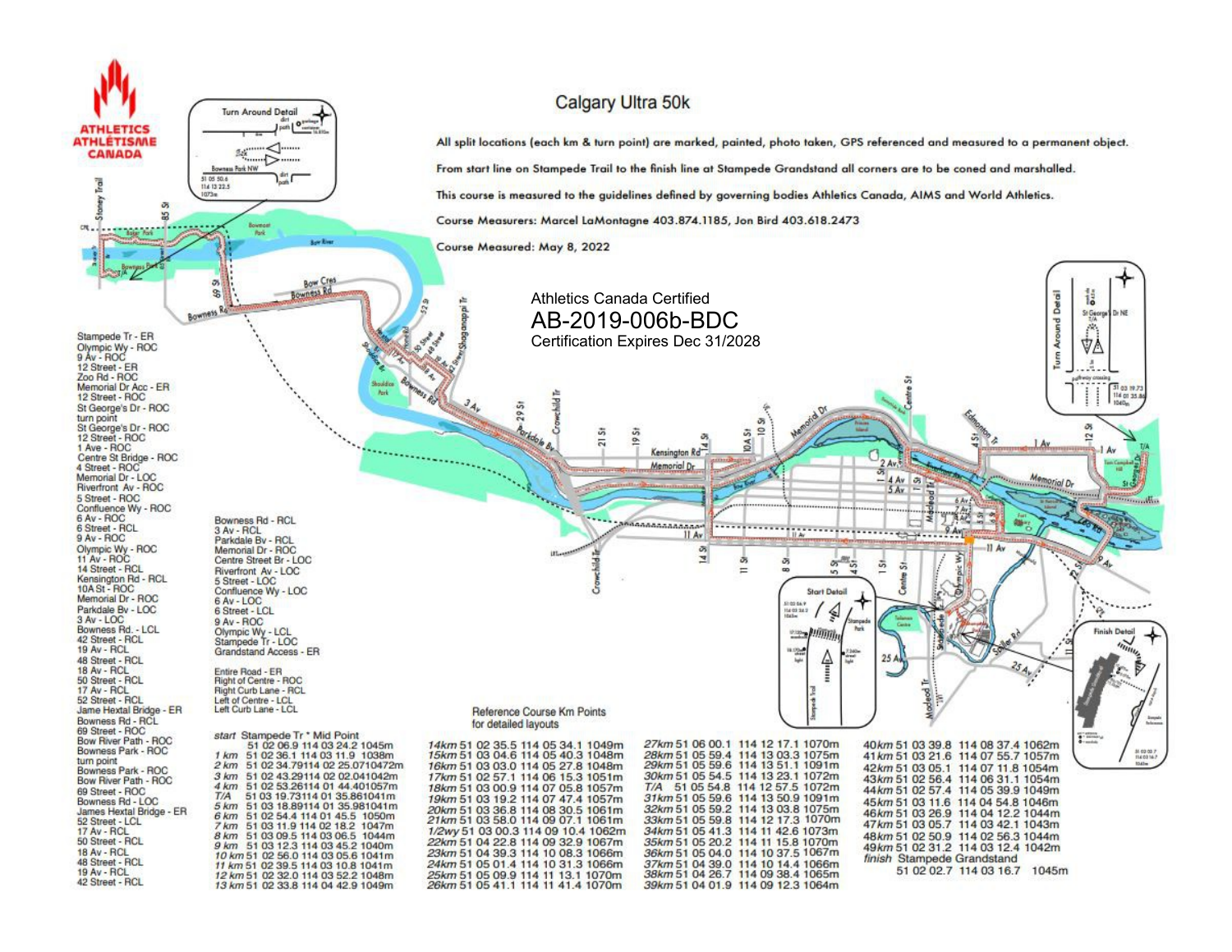# Calgary Ultra 50k

All split locations (each km & turn point) are marked, painted, photo taken, GPS referenced and measured to a permanent object.

From start line on Stampede Trail to the finish line at Stampede Grandstand all corners are to be coned and marshalled.

This course is measured to the guidelines defined by governing bodies Athletics Canada, AIMS and World Athletics.

Course Measurers: Marcel LaMontagne 403.874.1185, Jon Bird 403.618.2473

Course Measured: May 8, 2022

Athletics Canada Certified
AB-2019-006b-BDC
Certification Expires Dec 31/2028

Stampede Tr - ER
Olympic Wy - ROC
9 Av - ROC
12 Street - ER
Zoo Rd - ROC
Memorial Dr Acc - ER
12 Street - ROC
St George's Dr - ROC
turn point
St George's Dr - ROC
12 Street - ROC
1 Ave - ROC
Centre St Bridge - ROC
4 Street - ROC
Memorial Dr - LOC
Riverfront Av - ROC
5 Street - ROC
Confluence Wy - ROC
6 Av - ROC
6 Street - RCL
9 Av - ROC
Olympic Wy - ROC
11 Av - ROC
14 Street - RCL
Kensington Rd - RCL
10A St - ROC
Memorial Dr - ROC
Parkdale Bv - LOC
3 Av - LOC
Bowness Rd. - LCL
42 Street - RCL
19 Av - RCL
48 Street - RCL
18 Av - RCL
50 Street - RCL
17 Av - RCL
52 Street - RCL
Jame Hextal Bridge - ER
Bowness Rd - RCL
69 Street - RCL
Bow River Path - ROC
Bowness Park - ROC
turn point
Bowness Park - ROC
Bow River Path - ROC
69 Street - ROC
Bowness Rd - LOC
James Hextal Bridge - ER
52 Street - LCL
17 Av - RCL
50 Street - RCL
18 Av - RCL
48 Street - RCL
19 Av - RCL
42 Street - RCL

Bowness Rd - RCL
3 Av - RCL
Parkdale Bv - RCL
Memorial Dr - ROC
Centre Street Br - LOC
Riverfront Av - LOC
5 Street - LOC
Confluence Wy - LOC
6 Av - LOC
6 Street - LCL
9 Av - ROC
Olympic Wy - LCL
Stampede Tr - LOC
Grandstand Access - ER

Entire Road - ER
Right of Centre - ROC
Right Curb Lane - RCL
Left of Centre - LCL
Left Curb Lane - LCL

Reference Course Km Points
for detailed layouts

| Point | Latitude | Longitude | Elev. |
|---|---|---|---|
| *start* Stampede Tr * Mid Point | 51 02 06.9 | 114 03 24.2 | 1045m |
| *1 km* | 51 02 36.1 | 114 03 11.9 | 1038m |
| *2 km* | 51 02 34.79 | 114 02 25.07 | 1047m |
| *3 km* | 51 02 43.29 | 114 02 02.04 | 1042m |
| *4 km* | 51 02 53.26 | 114 01 44.40 | 1057m |
| *T/A* | 51 03 19.73 | 114 01 35.86 | 1041m |
| *5 km* | 51 03 18.89 | 114 01 35.98 | 1041m |
| *6 km* | 51 02 54.4 | 114 01 45.5 | 1050m |
| *7 km* | 51 03 11.9 | 114 02 18.2 | 1047m |
| *8 km* | 51 03 09.5 | 114 03 06.5 | 1044m |
| *9 km* | 51 03 12.3 | 114 03 45.2 | 1040m |
| *10 km* | 51 02 56.0 | 114 03 05.6 | 1041m |
| *11 km* | 51 02 39.5 | 114 03 10.8 | 1041m |
| *12 km* | 51 02 32.0 | 114 03 52.2 | 1048m |
| *13 km* | 51 02 33.8 | 114 04 42.9 | 1049m |
| *14km* | 51 02 35.5 | 114 05 34.1 | 1049m |
| *15km* | 51 03 04.6 | 114 05 40.3 | 1048m |
| *16km* | 51 03 03.0 | 114 05 27.8 | 1048m |
| *17km* | 51 02 57.1 | 114 06 15.3 | 1051m |
| *18km* | 51 03 00.9 | 114 07 05.8 | 1057m |
| *19km* | 51 03 19.2 | 114 07 47.4 | 1057m |
| *20km* | 51 03 36.8 | 114 08 30.5 | 1061m |
| *21km* | 51 03 58.0 | 114 09 07.1 | 1061m |
| *1/2wy* | 51 03 00.3 | 114 09 10.4 | 1062m |
| *22km* | 51 04 22.8 | 114 09 32.9 | 1067m |
| *23km* | 51 04 39.3 | 114 10 08.3 | 1066m |
| *24km* | 51 05 01.4 | 114 10 31.3 | 1066m |
| *25km* | 51 05 09.9 | 114 11 13.1 | 1070m |
| *26km* | 51 05 41.1 | 114 11 41.4 | 1070m |
| *27km* | 51 06 00.1 | 114 12 17.1 | 1070m |
| *28km* | 51 05 59.4 | 114 13 03.3 | 1075m |
| *29km* | 51 05 59.6 | 114 13 51.1 | 1091m |
| *30km* | 51 05 54.5 | 114 13 23.1 | 1072m |
| *T/A* | 51 05 54.8 | 114 12 57.5 | 1072m |
| *31km* | 51 05 59.6 | 114 13 50.9 | 1091m |
| *32km* | 51 05 59.2 | 114 13 03.8 | 1075m |
| *33km* | 51 05 59.8 | 114 12 17.3 | 1070m |
| *34km* | 51 05 41.3 | 114 11 42.6 | 1073m |
| *35km* | 51 05 20.2 | 114 11 15.8 | 1070m |
| *36km* | 51 05 04.0 | 114 10 37.5 | 1067m |
| *37km* | 51 04 39.0 | 114 10 14.4 | 1066m |
| *38km* | 51 04 26.7 | 114 09 38.4 | 1065m |
| *39km* | 51 04 01.9 | 114 09 12.3 | 1064m |
| *40km* | 51 03 39.8 | 114 08 37.4 | 1062m |
| *41km* | 51 03 21.6 | 114 07 55.7 | 1057m |
| *42km* | 51 03 05.1 | 114 07 11.8 | 1054m |
| *43km* | 51 02 56.4 | 114 06 31.1 | 1054m |
| *44km* | 51 02 57.4 | 114 05 39.9 | 1049m |
| *45km* | 51 03 11.6 | 114 04 54.8 | 1046m |
| *46km* | 51 03 26.9 | 114 04 12.2 | 1044m |
| *47km* | 51 03 05.7 | 114 03 42.1 | 1043m |
| *48km* | 51 02 50.9 | 114 02 56.3 | 1044m |
| *49km* | 51 02 31.2 | 114 03 12.4 | 1042m |
| *finish* Stampede Grandstand | 51 02 02.7 | 114 03 16.7 | 1045m |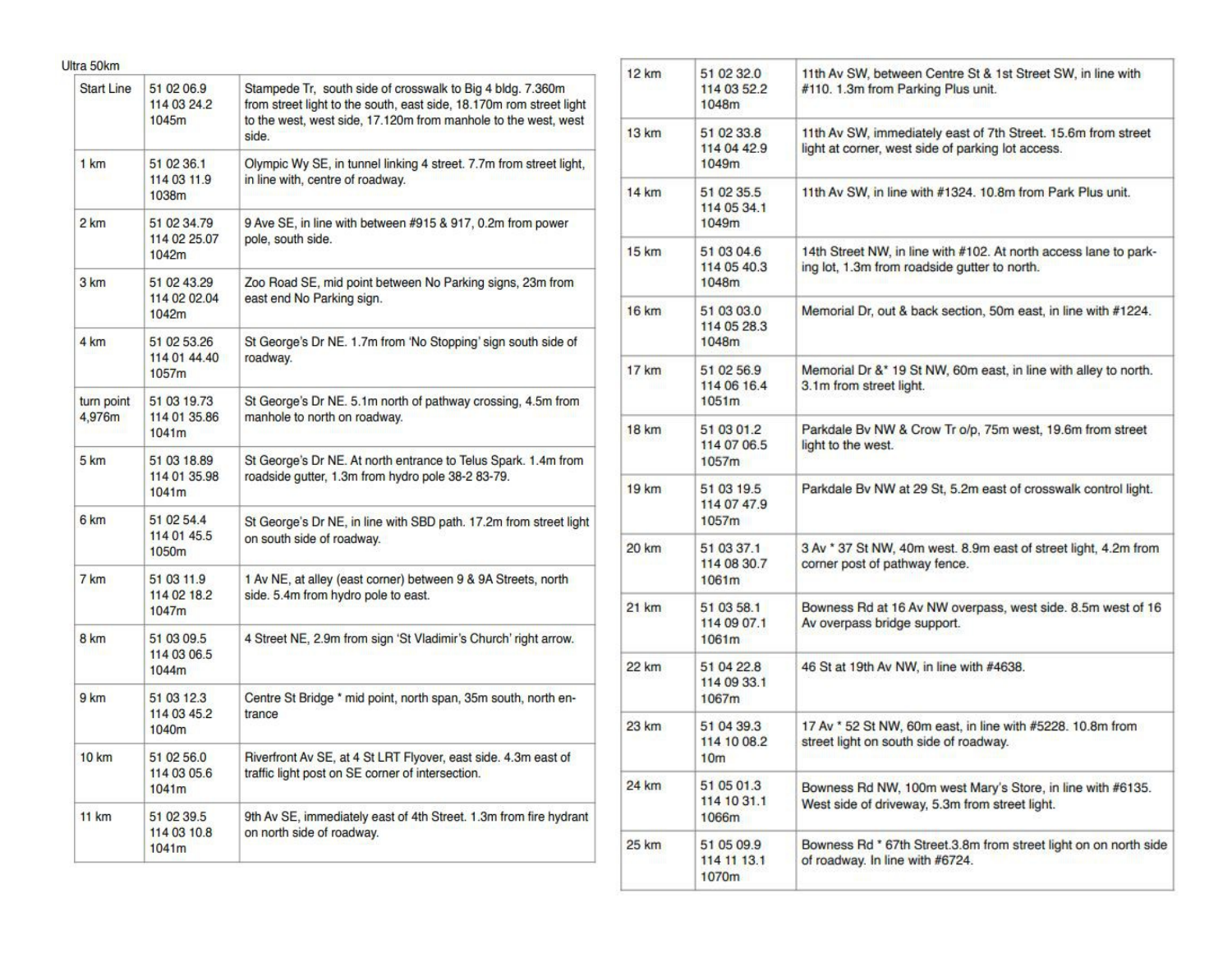Ultra 50km

| Start Line | 51 02 06.9<br>114 03 24.2<br>1045m | Stampede Tr, south side of crosswalk to Big 4 bldg. 7.360m from street light to the south, east side, 18.170m rom street light to the west, west side, 17.120m from manhole to the west, west side. |
|---|---|---|
| 1 km | 51 02 36.1<br>114 03 11.9<br>1038m | Olympic Wy SE, in tunnel linking 4 street. 7.7m from street light, in line with, centre of roadway. |
| 2 km | 51 02 34.79<br>114 02 25.07<br>1042m | 9 Ave SE, in line with between #915 & 917, 0.2m from power pole, south side. |
| 3 km | 51 02 43.29<br>114 02 02.04<br>1042m | Zoo Road SE, mid point between No Parking signs, 23m from east end No Parking sign. |
| 4 km | 51 02 53.26<br>114 01 44.40<br>1057m | St George's Dr NE. 1.7m from 'No Stopping' sign south side of roadway. |
| turn point 4,976m | 51 03 19.73<br>114 01 35.86<br>1041m | St George's Dr NE. 5.1m north of pathway crossing, 4.5m from manhole to north on roadway. |
| 5 km | 51 03 18.89<br>114 01 35.98<br>1041m | St George's Dr NE. At north entrance to Telus Spark. 1.4m from roadside gutter, 1.3m from hydro pole 38-2 83-79. |
| 6 km | 51 02 54.4<br>114 01 45.5<br>1050m | St George's Dr NE, in line with SBD path. 17.2m from street light on south side of roadway. |
| 7 km | 51 03 11.9<br>114 02 18.2<br>1047m | 1 Av NE, at alley (east corner) between 9 & 9A Streets, north side. 5.4m from hydro pole to east. |
| 8 km | 51 03 09.5<br>114 03 06.5<br>1044m | 4 Street NE, 2.9m from sign 'St Vladimir's Church' right arrow. |
| 9 km | 51 03 12.3<br>114 03 45.2<br>1040m | Centre St Bridge * mid point, north span, 35m south, north entrance |
| 10 km | 51 02 56.0<br>114 03 05.6<br>1041m | Riverfront Av SE, at 4 St LRT Flyover, east side. 4.3m east of traffic light post on SE corner of intersection. |
| 11 km | 51 02 39.5<br>114 03 10.8<br>1041m | 9th Av SE, immediately east of 4th Street. 1.3m from fire hydrant on north side of roadway. |
| 12 km | 51 02 32.0<br>114 03 52.2<br>1048m | 11th Av SW, between Centre St & 1st Street SW, in line with #110. 1.3m from Parking Plus unit. |
| 13 km | 51 02 33.8<br>114 04 42.9<br>1049m | 11th Av SW, immediately east of 7th Street. 15.6m from street light at corner, west side of parking lot access. |
| 14 km | 51 02 35.5<br>114 05 34.1<br>1049m | 11th Av SW, in line with #1324. 10.8m from Park Plus unit. |
| 15 km | 51 03 04.6<br>114 05 40.3<br>1048m | 14th Street NW, in line with #102. At north access lane to parking lot, 1.3m from roadside gutter to north. |
| 16 km | 51 03 03.0<br>114 05 28.3<br>1048m | Memorial Dr, out & back section, 50m east, in line with #1224. |
| 17 km | 51 02 56.9<br>114 06 16.4<br>1051m | Memorial Dr &* 19 St NW, 60m east, in line with alley to north. 3.1m from street light. |
| 18 km | 51 03 01.2<br>114 07 06.5<br>1057m | Parkdale Bv NW & Crow Tr o/p, 75m west, 19.6m from street light to the west. |
| 19 km | 51 03 19.5<br>114 07 47.9<br>1057m | Parkdale Bv NW at 29 St, 5.2m east of crosswalk control light. |
| 20 km | 51 03 37.1<br>114 08 30.7<br>1061m | 3 Av * 37 St NW, 40m west. 8.9m east of street light, 4.2m from corner post of pathway fence. |
| 21 km | 51 03 58.1<br>114 09 07.1<br>1061m | Bowness Rd at 16 Av NW overpass, west side. 8.5m west of 16 Av overpass bridge support. |
| 22 km | 51 04 22.8<br>114 09 33.1<br>1067m | 46 St at 19th Av NW, in line with #4638. |
| 23 km | 51 04 39.3<br>114 10 08.2<br>10m | 17 Av * 52 St NW, 60m east, in line with #5228. 10.8m from street light on south side of roadway. |
| 24 km | 51 05 01.3<br>114 10 31.1<br>1066m | Bowness Rd NW, 100m west Mary's Store, in line with #6135. West side of driveway, 5.3m from street light. |
| 25 km | 51 05 09.9<br>114 11 13.1<br>1070m | Bowness Rd * 67th Street.3.8m from street light on on north side of roadway. In line with #6724. |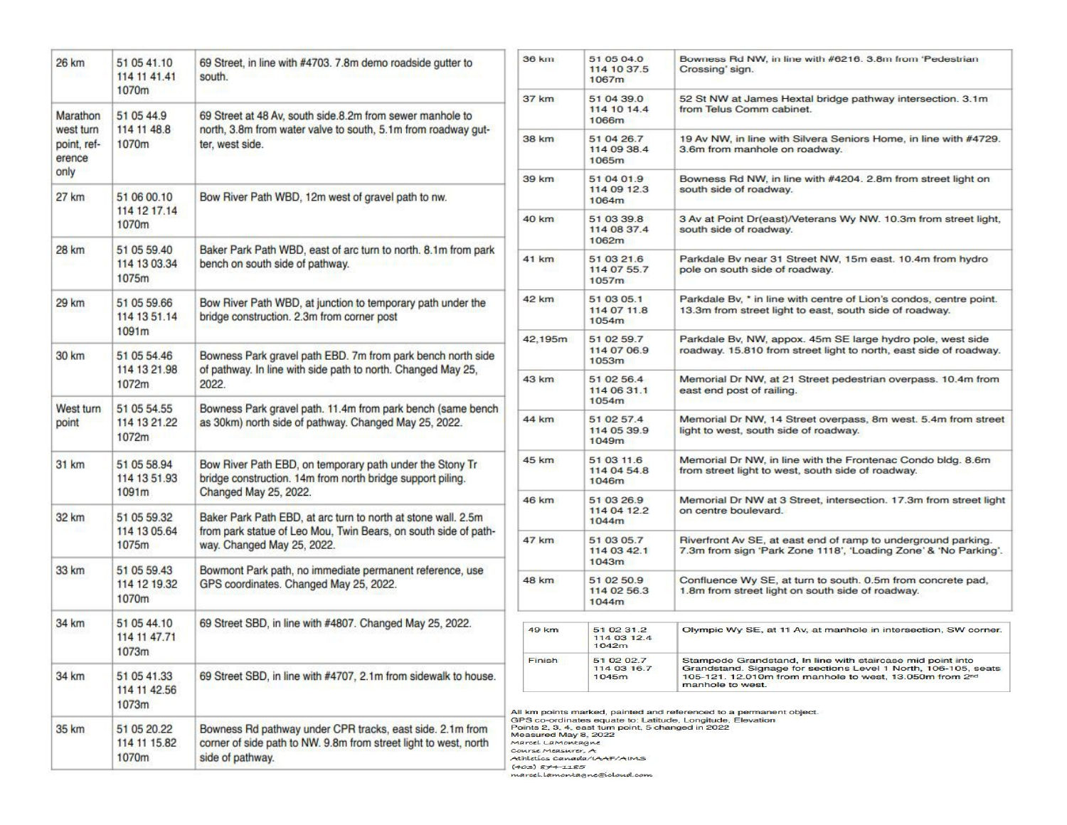| | | |
|---|---|---|
| 26 km | 51 05 41.10<br>114 11 41.41<br>1070m | 69 Street, in line with #4703. 7.8m demo roadside gutter to south. |
| Marathon west turn point, reference only | 51 05 44.9<br>114 11 48.8<br>1070m | 69 Street at 48 Av, south side.8.2m from sewer manhole to north, 3.8m from water valve to south, 5.1m from roadway gutter, west side. |
| 27 km | 51 06 00.10<br>114 12 17.14<br>1070m | Bow River Path WBD, 12m west of gravel path to nw. |
| 28 km | 51 05 59.40<br>114 13 03.34<br>1075m | Baker Park Path WBD, east of arc turn to north. 8.1m from park bench on south side of pathway. |
| 29 km | 51 05 59.66<br>114 13 51.14<br>1091m | Bow River Path WBD, at junction to temporary path under the bridge construction. 2.3m from corner post |
| 30 km | 51 05 54.46<br>114 13 21.98<br>1072m | Bowness Park gravel path EBD. 7m from park bench north side of pathway. In line with side path to north. Changed May 25, 2022. |
| West turn point | 51 05 54.55<br>114 13 21.22<br>1072m | Bowness Park gravel path. 11.4m from park bench (same bench as 30km) north side of pathway. Changed May 25, 2022. |
| 31 km | 51 05 58.94<br>114 13 51.93<br>1091m | Bow River Path EBD, on temporary path under the Stony Tr bridge construction. 14m from north bridge support piling. Changed May 25, 2022. |
| 32 km | 51 05 59.32<br>114 13 05.64<br>1075m | Baker Park Path EBD, at arc turn to north at stone wall. 2.5m from park statue of Leo Mou, Twin Bears, on south side of pathway. Changed May 25, 2022. |
| 33 km | 51 05 59.43<br>114 12 19.32<br>1070m | Bowmont Park path, no immediate permanent reference, use GPS coordinates. Changed May 25, 2022. |
| 34 km | 51 05 44.10<br>114 11 47.71<br>1073m | 69 Street SBD, in line with #4807. Changed May 25, 2022. |
| 34 km | 51 05 41.33<br>114 11 42.56<br>1073m | 69 Street SBD, in line with #4707, 2.1m from sidewalk to house. |
| 35 km | 51 05 20.22<br>114 11 15.82<br>1070m | Bowness Rd pathway under CPR tracks, east side. 2.1m from corner of side path to NW. 9.8m from street light to west, north side of pathway. |
| 36 km | 51 05 04.0<br>114 10 37.5<br>1067m | Bowness Rd NW, in line with #6216. 3.8m from 'Pedestrian Crossing' sign. |
| 37 km | 51 04 39.0<br>114 10 14.4<br>1066m | 52 St NW at James Hextal bridge pathway intersection. 3.1m from Telus Comm cabinet. |
| 38 km | 51 04 26.7<br>114 09 38.4<br>1065m | 19 Av NW, in line with Silvera Seniors Home, in line with #4729. 3.6m from manhole on roadway. |
| 39 km | 51 04 01.9<br>114 09 12.3<br>1064m | Bowness Rd NW, in line with #4204. 2.8m from street light on south side of roadway. |
| 40 km | 51 03 39.8<br>114 08 37.4<br>1062m | 3 Av at Point Dr(east)/Veterans Wy NW. 10.3m from street light, south side of roadway. |
| 41 km | 51 03 21.6<br>114 07 55.7<br>1057m | Parkdale Bv near 31 Street NW, 15m east. 10.4m from hydro pole on south side of roadway. |
| 42 km | 51 03 05.1<br>114 07 11.8<br>1054m | Parkdale Bv, * in line with centre of Lion's condos, centre point. 13.3m from street light to east, south side of roadway. |
| 42,195m | 51 02 59.7<br>114 07 06.9<br>1053m | Parkdale Bv, NW, appox. 45m SE large hydro pole, west side roadway. 15.810 from street light to north, east side of roadway. |
| 43 km | 51 02 56.4<br>114 06 31.1<br>1054m | Memorial Dr NW, at 21 Street pedestrian overpass. 10.4m from east end post of railing. |
| 44 km | 51 02 57.4<br>114 05 39.9<br>1049m | Memorial Dr NW, 14 Street overpass, 8m west. 5.4m from street light to west, south side of roadway. |
| 45 km | 51 03 11.6<br>114 04 54.8<br>1046m | Memorial Dr NW, in line with the Frontenac Condo bldg. 8.6m from street light to west, south side of roadway. |
| 46 km | 51 03 26.9<br>114 04 12.2<br>1044m | Memorial Dr NW at 3 Street, intersection. 17.3m from street light on centre boulevard. |
| 47 km | 51 03 05.7<br>114 03 42.1<br>1043m | Riverfront Av SE, at east end of ramp to underground parking. 7.3m from sign 'Park Zone 1118', 'Loading Zone' & 'No Parking'. |
| 48 km | 51 02 50.9<br>114 02 56.3<br>1044m | Confluence Wy SE, at turn to south. 0.5m from concrete pad, 1.8m from street light on south side of roadway. |
| 49 km | 51 02 31.2<br>114 03 12.4<br>1042m | Olympic Wy SE, at 11 Av, at manhole in intersection, SW corner. |
| Finish | 51 02 02.7<br>114 03 16.7<br>1045m | Stampede Grandstand, In line with staircase mid point into Grandstand. Signage for sections Level 1 North, 106-105, seats 105-121. 12.010m from manhole to west, 13.050m from 2nd manhole to west. |

All km points marked, painted and referenced to a permanent object.
GPS co-ordinates equate to: Latitude, Longitude, Elevation
Points 2, 3, 4, east turn point, 5 changed in 2022
Measured May 8, 2022
Marcel LaMontagne
Course Measurer, A
Athletics Canada/IAAF/AIMS
(403) 874-1185
marcel.lamontagne@icloud.com